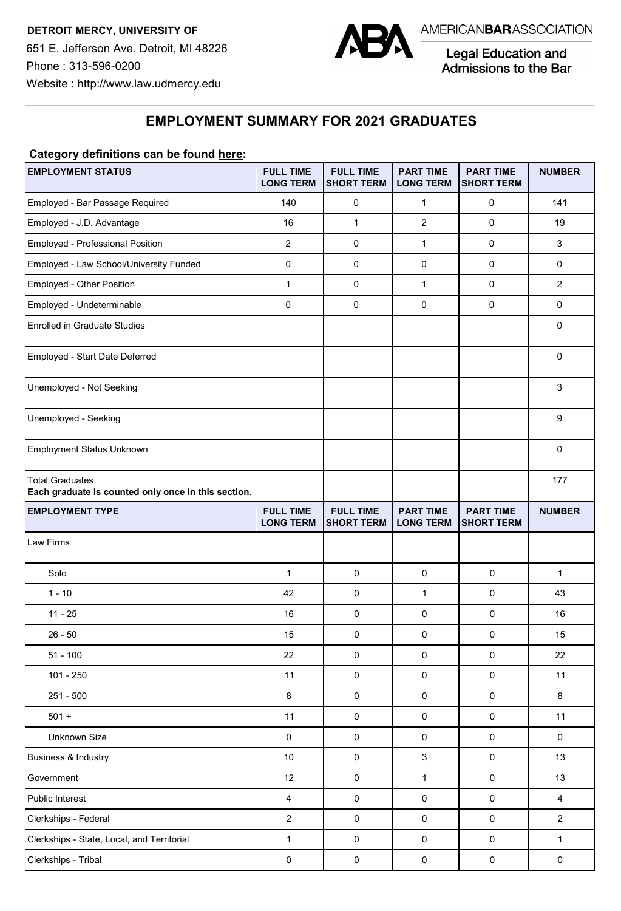**DETROIT MERCY, UNIVERSITY OF**

651 E. Jefferson Ave. Detroit, MI 48226

Phone : 313-596-0200

Website : http://www.law.udmercy.edu

AMERICANBARASSOCIATION

Legal Education and Admissions to the Bar

## EMPLOYMENT SUMMARY FOR 2021 GRADUATES

**Category definitions can be found here:**

| EMPLOYMENT STATUS | FULL TIME LONG TERM | FULL TIME SHORT TERM | PART TIME LONG TERM | PART TIME SHORT TERM | NUMBER |
|---|---|---|---|---|---|
| Employed - Bar Passage Required | 140 | 0 | 1 | 0 | 141 |
| Employed - J.D. Advantage | 16 | 1 | 2 | 0 | 19 |
| Employed - Professional Position | 2 | 0 | 1 | 0 | 3 |
| Employed - Law School/University Funded | 0 | 0 | 0 | 0 | 0 |
| Employed - Other Position | 1 | 0 | 1 | 0 | 2 |
| Employed - Undeterminable | 0 | 0 | 0 | 0 | 0 |
| Enrolled in Graduate Studies | | | | | 0 |
| Employed - Start Date Deferred | | | | | 0 |
| Unemployed - Not Seeking | | | | | 3 |
| Unemployed - Seeking | | | | | 9 |
| Employment Status Unknown | | | | | 0 |
| Total Graduates **Each graduate is counted only once in this section**. | | | | | 177 |

| EMPLOYMENT TYPE | FULL TIME LONG TERM | FULL TIME SHORT TERM | PART TIME LONG TERM | PART TIME SHORT TERM | NUMBER |
|---|---|---|---|---|---|
| Law Firms | | | | | |
| Solo | 1 | 0 | 0 | 0 | 1 |
| 1 - 10 | 42 | 0 | 1 | 0 | 43 |
| 11 - 25 | 16 | 0 | 0 | 0 | 16 |
| 26 - 50 | 15 | 0 | 0 | 0 | 15 |
| 51 - 100 | 22 | 0 | 0 | 0 | 22 |
| 101 - 250 | 11 | 0 | 0 | 0 | 11 |
| 251 - 500 | 8 | 0 | 0 | 0 | 8 |
| 501 + | 11 | 0 | 0 | 0 | 11 |
| Unknown Size | 0 | 0 | 0 | 0 | 0 |
| Business & Industry | 10 | 0 | 3 | 0 | 13 |
| Government | 12 | 0 | 1 | 0 | 13 |
| Public Interest | 4 | 0 | 0 | 0 | 4 |
| Clerkships - Federal | 2 | 0 | 0 | 0 | 2 |
| Clerkships - State, Local, and Territorial | 1 | 0 | 0 | 0 | 1 |
| Clerkships - Tribal | 0 | 0 | 0 | 0 | 0 |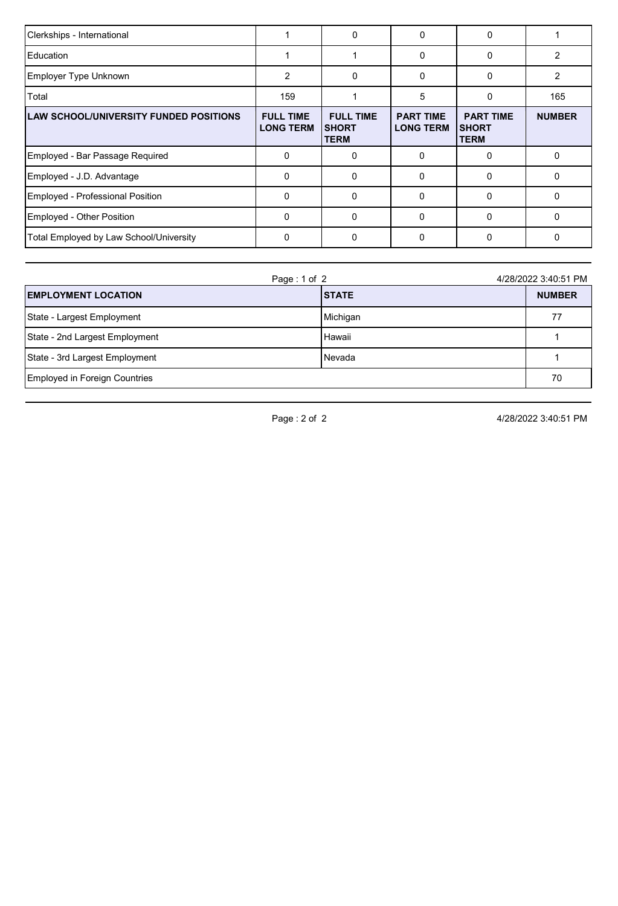| | | | | | |
|---|---|---|---|---|---|
| Clerkships - International | 1 | 0 | 0 | 0 | 1 |
| Education | 1 | 1 | 0 | 0 | 2 |
| Employer Type Unknown | 2 | 0 | 0 | 0 | 2 |
| Total | 159 | 1 | 5 | 0 | 165 |

| LAW SCHOOL/UNIVERSITY FUNDED POSITIONS | FULL TIME LONG TERM | FULL TIME SHORT TERM | PART TIME LONG TERM | PART TIME SHORT TERM | NUMBER |
|---|---|---|---|---|---|
| Employed - Bar Passage Required | 0 | 0 | 0 | 0 | 0 |
| Employed - J.D. Advantage | 0 | 0 | 0 | 0 | 0 |
| Employed - Professional Position | 0 | 0 | 0 | 0 | 0 |
| Employed - Other Position | 0 | 0 | 0 | 0 | 0 |
| Total Employed by Law School/University | 0 | 0 | 0 | 0 | 0 |

| EMPLOYMENT LOCATION | STATE | NUMBER |
|---|---|---|
| State - Largest Employment | Michigan | 77 |
| State - 2nd Largest Employment | Hawaii | 1 |
| State - 3rd Largest Employment | Nevada | 1 |
| Employed in Foreign Countries | | 70 |